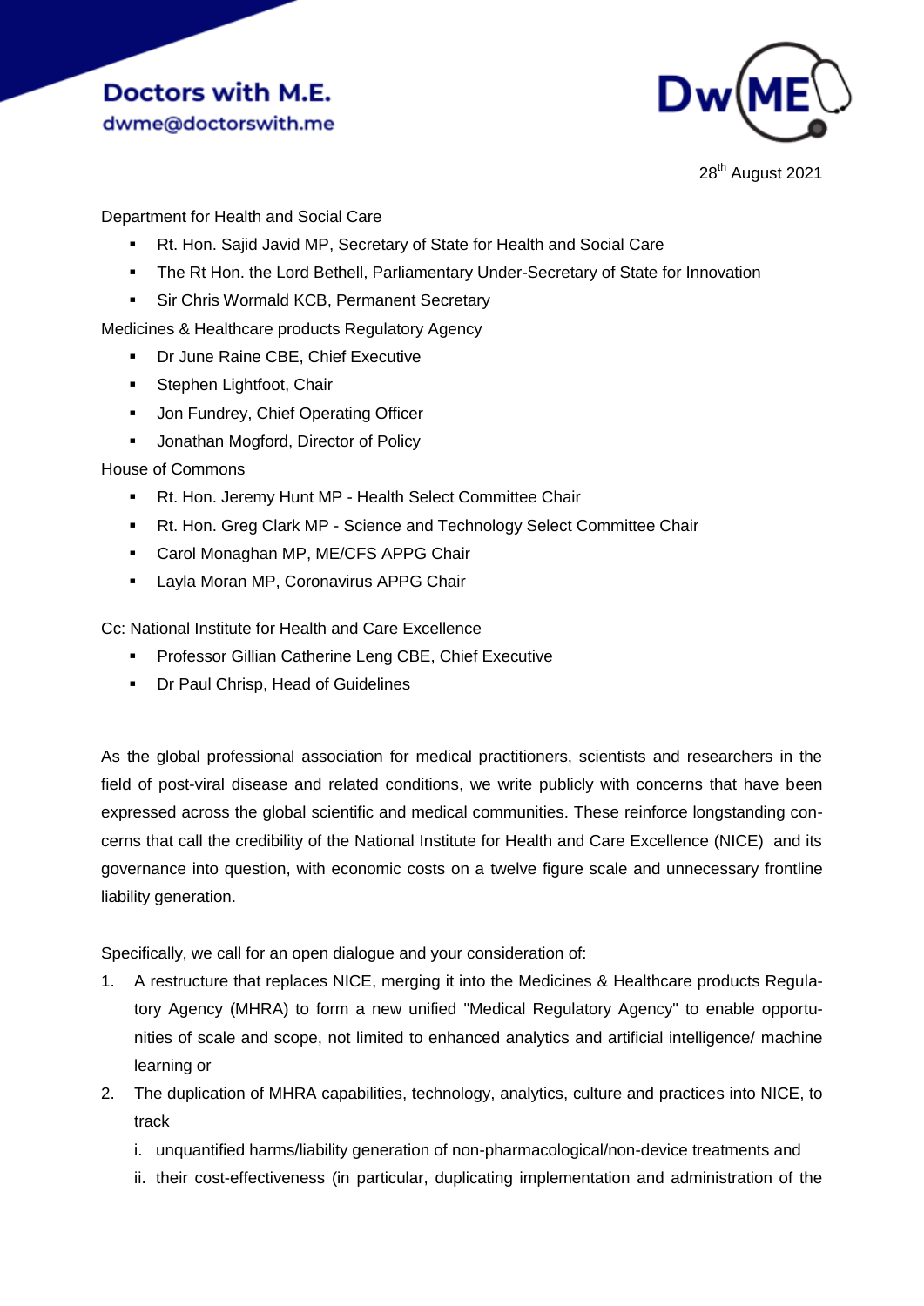**Doctors with M.E.**
dwme@doctorswith.me

28th August 2021

Department for Health and Social Care

- Rt. Hon. Sajid Javid MP, Secretary of State for Health and Social Care
- The Rt Hon. the Lord Bethell, Parliamentary Under-Secretary of State for Innovation
- Sir Chris Wormald KCB, Permanent Secretary

Medicines & Healthcare products Regulatory Agency

- Dr June Raine CBE, Chief Executive
- Stephen Lightfoot, Chair
- Jon Fundrey, Chief Operating Officer
- Jonathan Mogford, Director of Policy

House of Commons

- Rt. Hon. Jeremy Hunt MP - Health Select Committee Chair
- Rt. Hon. Greg Clark MP - Science and Technology Select Committee Chair
- Carol Monaghan MP, ME/CFS APPG Chair
- Layla Moran MP, Coronavirus APPG Chair

Cc: National Institute for Health and Care Excellence

- Professor Gillian Catherine Leng CBE, Chief Executive
- Dr Paul Chrisp, Head of Guidelines

As the global professional association for medical practitioners, scientists and researchers in the field of post-viral disease and related conditions, we write publicly with concerns that have been expressed across the global scientific and medical communities. These reinforce longstanding concerns that call the credibility of the National Institute for Health and Care Excellence (NICE) and its governance into question, with economic costs on a twelve figure scale and unnecessary frontline liability generation.

Specifically, we call for an open dialogue and your consideration of:

1. A restructure that replaces NICE, merging it into the Medicines & Healthcare products Regulatory Agency (MHRA) to form a new unified "Medical Regulatory Agency" to enable opportunities of scale and scope, not limited to enhanced analytics and artificial intelligence/ machine learning or
2. The duplication of MHRA capabilities, technology, analytics, culture and practices into NICE, to track
   i. unquantified harms/liability generation of non-pharmacological/non-device treatments and
   ii. their cost-effectiveness (in particular, duplicating implementation and administration of the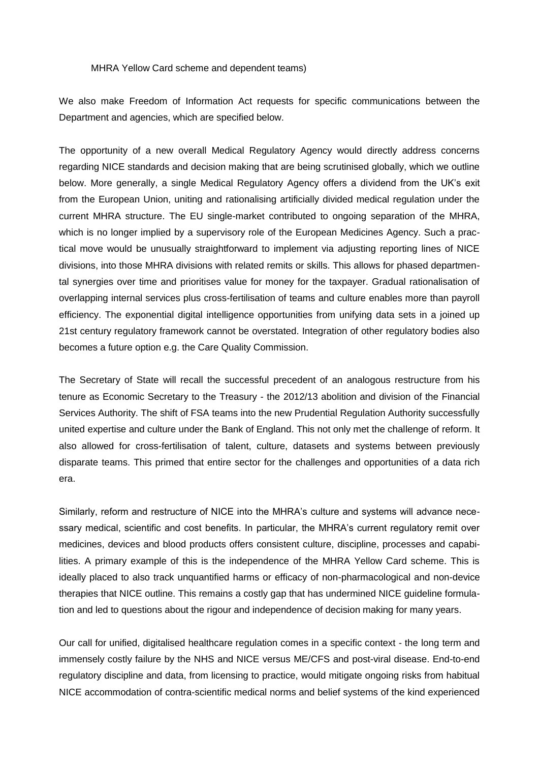MHRA Yellow Card scheme and dependent teams)

We also make Freedom of Information Act requests for specific communications between the Department and agencies, which are specified below.

The opportunity of a new overall Medical Regulatory Agency would directly address concerns regarding NICE standards and decision making that are being scrutinised globally, which we outline below. More generally, a single Medical Regulatory Agency offers a dividend from the UK's exit from the European Union, uniting and rationalising artificially divided medical regulation under the current MHRA structure. The EU single-market contributed to ongoing separation of the MHRA, which is no longer implied by a supervisory role of the European Medicines Agency. Such a practical move would be unusually straightforward to implement via adjusting reporting lines of NICE divisions, into those MHRA divisions with related remits or skills. This allows for phased departmental synergies over time and prioritises value for money for the taxpayer. Gradual rationalisation of overlapping internal services plus cross-fertilisation of teams and culture enables more than payroll efficiency. The exponential digital intelligence opportunities from unifying data sets in a joined up 21st century regulatory framework cannot be overstated. Integration of other regulatory bodies also becomes a future option e.g. the Care Quality Commission.

The Secretary of State will recall the successful precedent of an analogous restructure from his tenure as Economic Secretary to the Treasury - the 2012/13 abolition and division of the Financial Services Authority. The shift of FSA teams into the new Prudential Regulation Authority successfully united expertise and culture under the Bank of England. This not only met the challenge of reform. It also allowed for cross-fertilisation of talent, culture, datasets and systems between previously disparate teams. This primed that entire sector for the challenges and opportunities of a data rich era.

Similarly, reform and restructure of NICE into the MHRA's culture and systems will advance necessary medical, scientific and cost benefits. In particular, the MHRA's current regulatory remit over medicines, devices and blood products offers consistent culture, discipline, processes and capabilities. A primary example of this is the independence of the MHRA Yellow Card scheme. This is ideally placed to also track unquantified harms or efficacy of non-pharmacological and non-device therapies that NICE outline. This remains a costly gap that has undermined NICE guideline formulation and led to questions about the rigour and independence of decision making for many years.

Our call for unified, digitalised healthcare regulation comes in a specific context - the long term and immensely costly failure by the NHS and NICE versus ME/CFS and post-viral disease. End-to-end regulatory discipline and data, from licensing to practice, would mitigate ongoing risks from habitual NICE accommodation of contra-scientific medical norms and belief systems of the kind experienced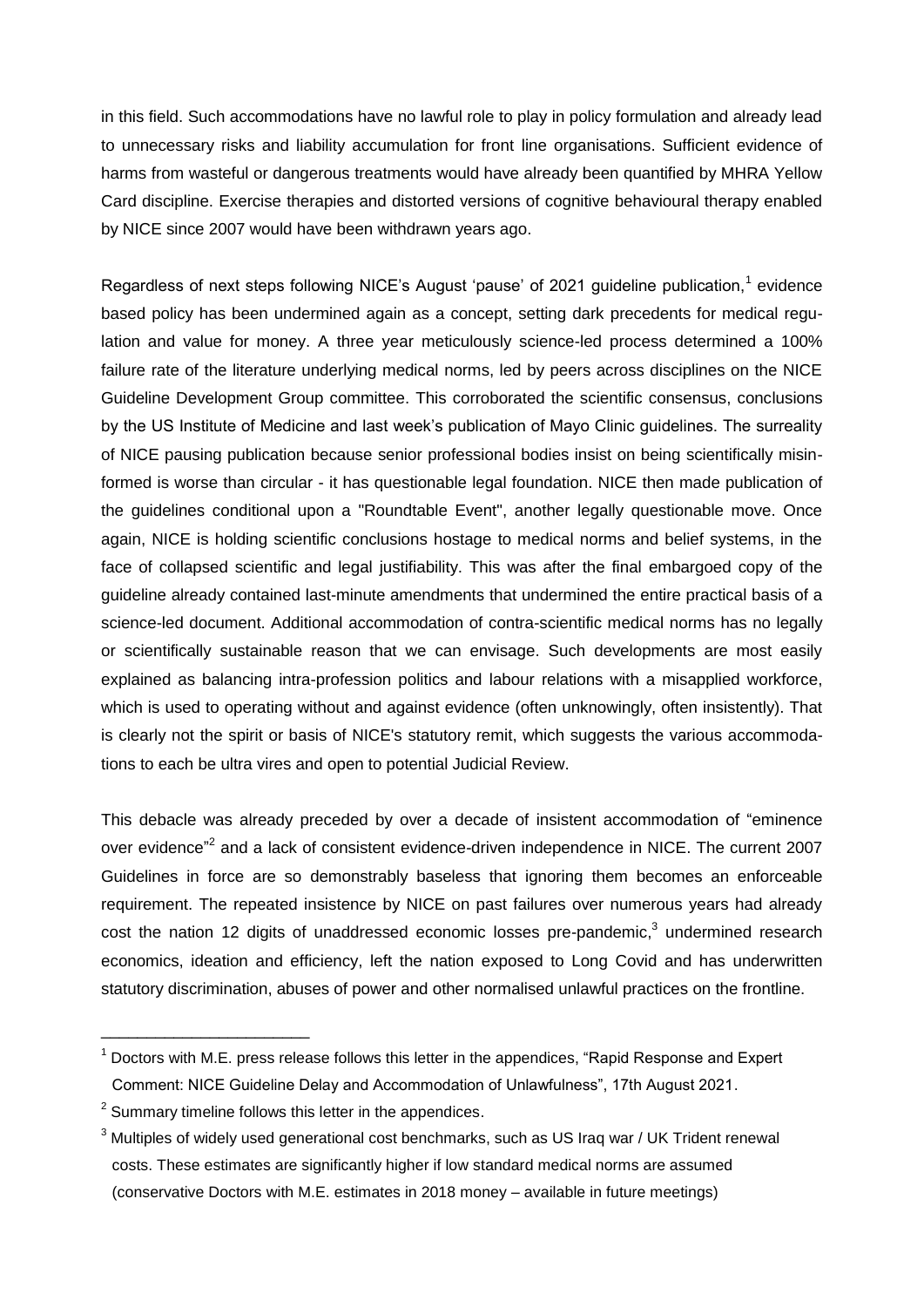in this field. Such accommodations have no lawful role to play in policy formulation and already lead to unnecessary risks and liability accumulation for front line organisations. Sufficient evidence of harms from wasteful or dangerous treatments would have already been quantified by MHRA Yellow Card discipline. Exercise therapies and distorted versions of cognitive behavioural therapy enabled by NICE since 2007 would have been withdrawn years ago.

Regardless of next steps following NICE's August 'pause' of 2021 guideline publication,[1] evidence based policy has been undermined again as a concept, setting dark precedents for medical regulation and value for money. A three year meticulously science-led process determined a 100% failure rate of the literature underlying medical norms, led by peers across disciplines on the NICE Guideline Development Group committee. This corroborated the scientific consensus, conclusions by the US Institute of Medicine and last week's publication of Mayo Clinic guidelines. The surreality of NICE pausing publication because senior professional bodies insist on being scientifically misinformed is worse than circular - it has questionable legal foundation. NICE then made publication of the guidelines conditional upon a "Roundtable Event", another legally questionable move. Once again, NICE is holding scientific conclusions hostage to medical norms and belief systems, in the face of collapsed scientific and legal justifiability. This was after the final embargoed copy of the guideline already contained last-minute amendments that undermined the entire practical basis of a science-led document. Additional accommodation of contra-scientific medical norms has no legally or scientifically sustainable reason that we can envisage. Such developments are most easily explained as balancing intra-profession politics and labour relations with a misapplied workforce, which is used to operating without and against evidence (often unknowingly, often insistently). That is clearly not the spirit or basis of NICE's statutory remit, which suggests the various accommodations to each be ultra vires and open to potential Judicial Review.

This debacle was already preceded by over a decade of insistent accommodation of "eminence over evidence"[2] and a lack of consistent evidence-driven independence in NICE. The current 2007 Guidelines in force are so demonstrably baseless that ignoring them becomes an enforceable requirement. The repeated insistence by NICE on past failures over numerous years had already cost the nation 12 digits of unaddressed economic losses pre-pandemic,[3] undermined research economics, ideation and efficiency, left the nation exposed to Long Covid and has underwritten statutory discrimination, abuses of power and other normalised unlawful practices on the frontline.

---

[1] Doctors with M.E. press release follows this letter in the appendices, "Rapid Response and Expert Comment: NICE Guideline Delay and Accommodation of Unlawfulness", 17th August 2021.

[2] Summary timeline follows this letter in the appendices.

[3] Multiples of widely used generational cost benchmarks, such as US Iraq war / UK Trident renewal costs. These estimates are significantly higher if low standard medical norms are assumed (conservative Doctors with M.E. estimates in 2018 money – available in future meetings)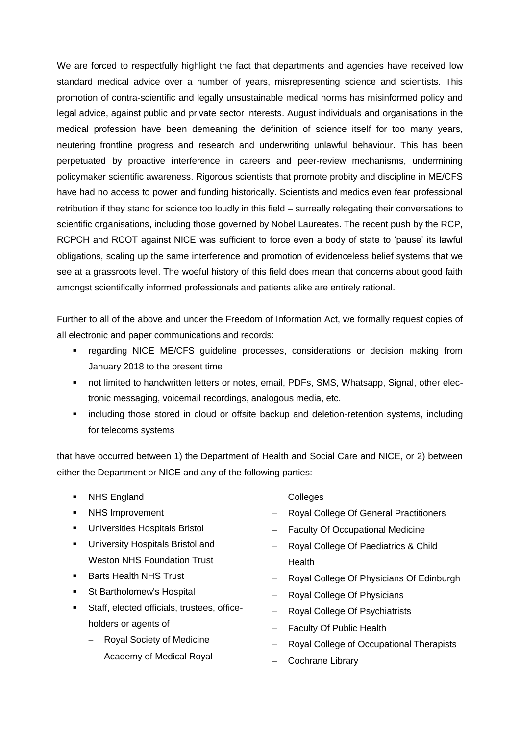We are forced to respectfully highlight the fact that departments and agencies have received low standard medical advice over a number of years, misrepresenting science and scientists. This promotion of contra-scientific and legally unsustainable medical norms has misinformed policy and legal advice, against public and private sector interests. August individuals and organisations in the medical profession have been demeaning the definition of science itself for too many years, neutering frontline progress and research and underwriting unlawful behaviour. This has been perpetuated by proactive interference in careers and peer-review mechanisms, undermining policymaker scientific awareness. Rigorous scientists that promote probity and discipline in ME/CFS have had no access to power and funding historically. Scientists and medics even fear professional retribution if they stand for science too loudly in this field – surreally relegating their conversations to scientific organisations, including those governed by Nobel Laureates. The recent push by the RCP, RCPCH and RCOT against NICE was sufficient to force even a body of state to 'pause' its lawful obligations, scaling up the same interference and promotion of evidenceless belief systems that we see at a grassroots level. The woeful history of this field does mean that concerns about good faith amongst scientifically informed professionals and patients alike are entirely rational.

Further to all of the above and under the Freedom of Information Act, we formally request copies of all electronic and paper communications and records:

- regarding NICE ME/CFS guideline processes, considerations or decision making from January 2018 to the present time
- not limited to handwritten letters or notes, email, PDFs, SMS, Whatsapp, Signal, other electronic messaging, voicemail recordings, analogous media, etc.
- including those stored in cloud or offsite backup and deletion-retention systems, including for telecoms systems

that have occurred between 1) the Department of Health and Social Care and NICE, or 2) between either the Department or NICE and any of the following parties:

- NHS England
- NHS Improvement
- Universities Hospitals Bristol
- University Hospitals Bristol and Weston NHS Foundation Trust
- Barts Health NHS Trust
- St Bartholomew's Hospital
- Staff, elected officials, trustees, office-holders or agents of
  - Royal Society of Medicine
  - Academy of Medical Royal Colleges
  - Royal College Of General Practitioners
  - Faculty Of Occupational Medicine
  - Royal College Of Paediatrics & Child Health
  - Royal College Of Physicians Of Edinburgh
  - Royal College Of Physicians
  - Royal College Of Psychiatrists
  - Faculty Of Public Health
  - Royal College of Occupational Therapists
  - Cochrane Library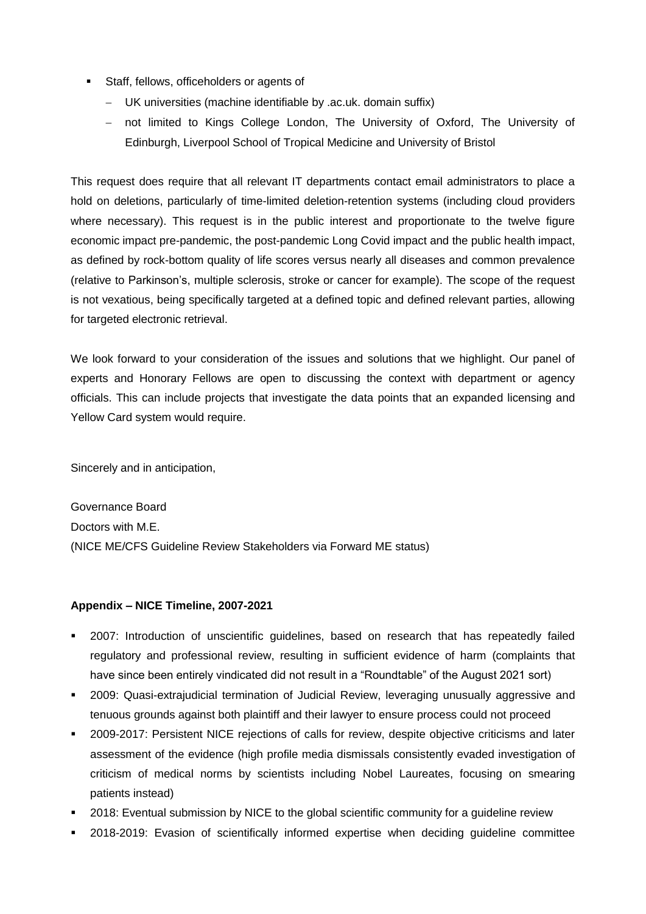- Staff, fellows, officeholders or agents of
  - UK universities (machine identifiable by .ac.uk. domain suffix)
  - not limited to Kings College London, The University of Oxford, The University of Edinburgh, Liverpool School of Tropical Medicine and University of Bristol

This request does require that all relevant IT departments contact email administrators to place a hold on deletions, particularly of time-limited deletion-retention systems (including cloud providers where necessary). This request is in the public interest and proportionate to the twelve figure economic impact pre-pandemic, the post-pandemic Long Covid impact and the public health impact, as defined by rock-bottom quality of life scores versus nearly all diseases and common prevalence (relative to Parkinson's, multiple sclerosis, stroke or cancer for example). The scope of the request is not vexatious, being specifically targeted at a defined topic and defined relevant parties, allowing for targeted electronic retrieval.

We look forward to your consideration of the issues and solutions that we highlight. Our panel of experts and Honorary Fellows are open to discussing the context with department or agency officials. This can include projects that investigate the data points that an expanded licensing and Yellow Card system would require.

Sincerely and in anticipation,

Governance Board
Doctors with M.E.
(NICE ME/CFS Guideline Review Stakeholders via Forward ME status)

**Appendix – NICE Timeline, 2007-2021**

- 2007: Introduction of unscientific guidelines, based on research that has repeatedly failed regulatory and professional review, resulting in sufficient evidence of harm (complaints that have since been entirely vindicated did not result in a "Roundtable" of the August 2021 sort)
- 2009: Quasi-extrajudicial termination of Judicial Review, leveraging unusually aggressive and tenuous grounds against both plaintiff and their lawyer to ensure process could not proceed
- 2009-2017: Persistent NICE rejections of calls for review, despite objective criticisms and later assessment of the evidence (high profile media dismissals consistently evaded investigation of criticism of medical norms by scientists including Nobel Laureates, focusing on smearing patients instead)
- 2018: Eventual submission by NICE to the global scientific community for a guideline review
- 2018-2019: Evasion of scientifically informed expertise when deciding guideline committee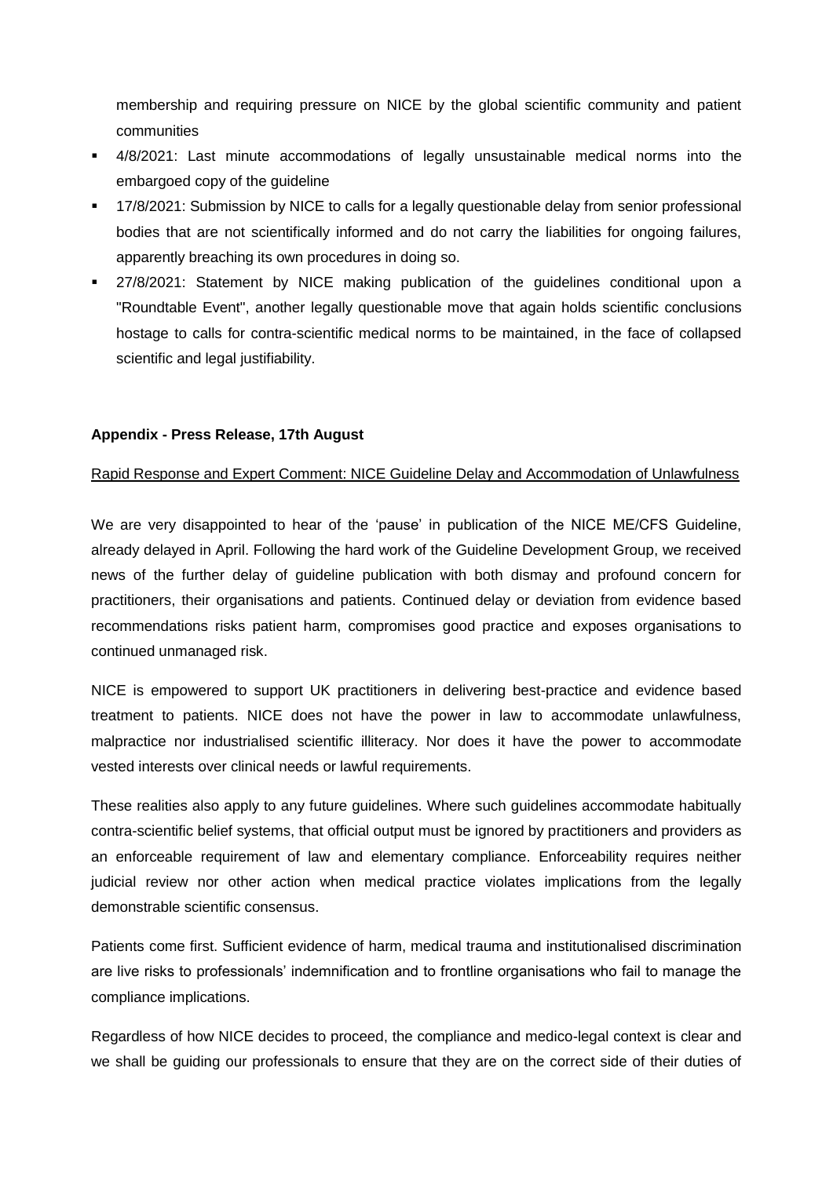membership and requiring pressure on NICE by the global scientific community and patient communities

- 4/8/2021: Last minute accommodations of legally unsustainable medical norms into the embargoed copy of the guideline
- 17/8/2021: Submission by NICE to calls for a legally questionable delay from senior professional bodies that are not scientifically informed and do not carry the liabilities for ongoing failures, apparently breaching its own procedures in doing so.
- 27/8/2021: Statement by NICE making publication of the guidelines conditional upon a "Roundtable Event", another legally questionable move that again holds scientific conclusions hostage to calls for contra-scientific medical norms to be maintained, in the face of collapsed scientific and legal justifiability.

**Appendix - Press Release, 17th August**

Rapid Response and Expert Comment: NICE Guideline Delay and Accommodation of Unlawfulness

We are very disappointed to hear of the 'pause' in publication of the NICE ME/CFS Guideline, already delayed in April. Following the hard work of the Guideline Development Group, we received news of the further delay of guideline publication with both dismay and profound concern for practitioners, their organisations and patients. Continued delay or deviation from evidence based recommendations risks patient harm, compromises good practice and exposes organisations to continued unmanaged risk.

NICE is empowered to support UK practitioners in delivering best-practice and evidence based treatment to patients. NICE does not have the power in law to accommodate unlawfulness, malpractice nor industrialised scientific illiteracy. Nor does it have the power to accommodate vested interests over clinical needs or lawful requirements.

These realities also apply to any future guidelines. Where such guidelines accommodate habitually contra-scientific belief systems, that official output must be ignored by practitioners and providers as an enforceable requirement of law and elementary compliance. Enforceability requires neither judicial review nor other action when medical practice violates implications from the legally demonstrable scientific consensus.

Patients come first. Sufficient evidence of harm, medical trauma and institutionalised discrimination are live risks to professionals' indemnification and to frontline organisations who fail to manage the compliance implications.

Regardless of how NICE decides to proceed, the compliance and medico-legal context is clear and we shall be guiding our professionals to ensure that they are on the correct side of their duties of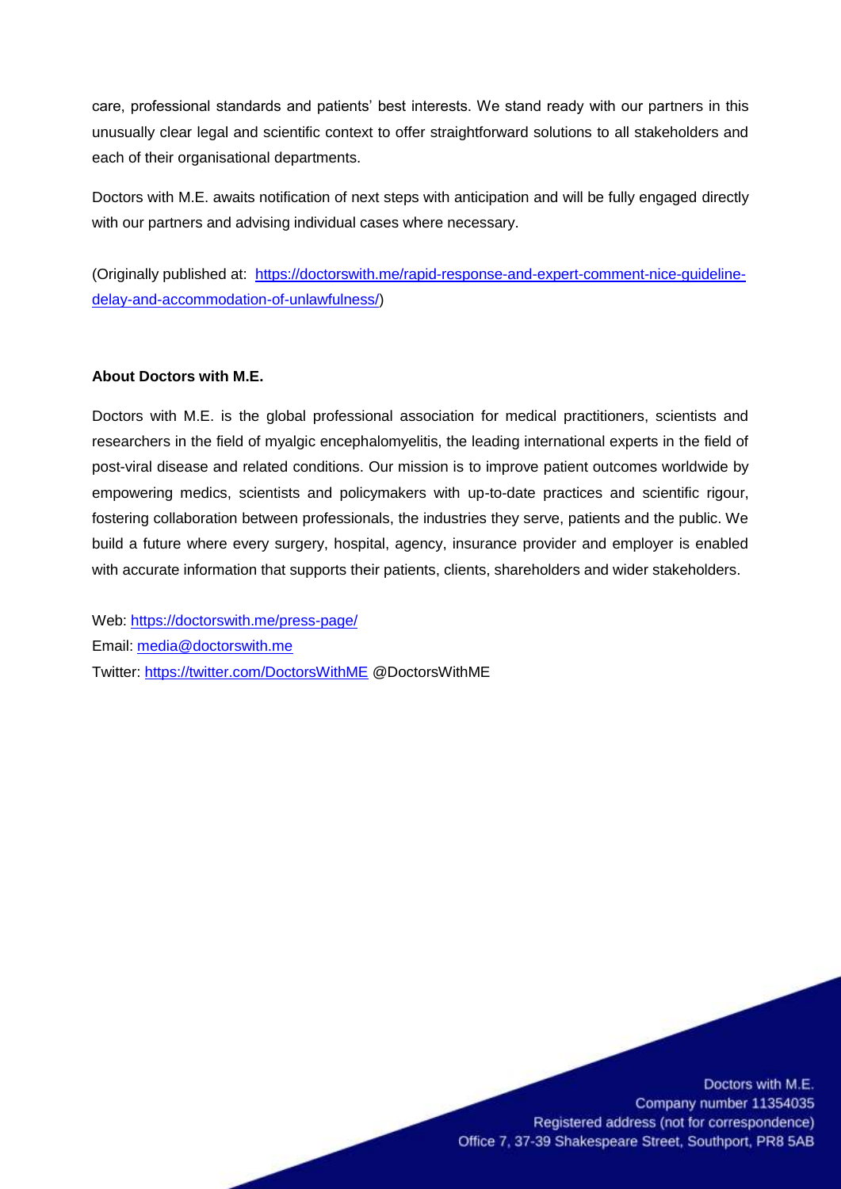care, professional standards and patients' best interests. We stand ready with our partners in this unusually clear legal and scientific context to offer straightforward solutions to all stakeholders and each of their organisational departments.

Doctors with M.E. awaits notification of next steps with anticipation and will be fully engaged directly with our partners and advising individual cases where necessary.

(Originally published at: [https://doctorswith.me/rapid-response-and-expert-comment-nice-guideline-delay-and-accommodation-of-unlawfulness/](https://doctorswith.me/rapid-response-and-expert-comment-nice-guideline-delay-and-accommodation-of-unlawfulness/))

**About Doctors with M.E.**

Doctors with M.E. is the global professional association for medical practitioners, scientists and researchers in the field of myalgic encephalomyelitis, the leading international experts in the field of post-viral disease and related conditions. Our mission is to improve patient outcomes worldwide by empowering medics, scientists and policymakers with up-to-date practices and scientific rigour, fostering collaboration between professionals, the industries they serve, patients and the public. We build a future where every surgery, hospital, agency, insurance provider and employer is enabled with accurate information that supports their patients, clients, shareholders and wider stakeholders.

Web: [https://doctorswith.me/press-page/](https://doctorswith.me/press-page/)
Email: [media@doctorswith.me](mailto:media@doctorswith.me)
Twitter: [https://twitter.com/DoctorsWithME](https://twitter.com/DoctorsWithME) @DoctorsWithME